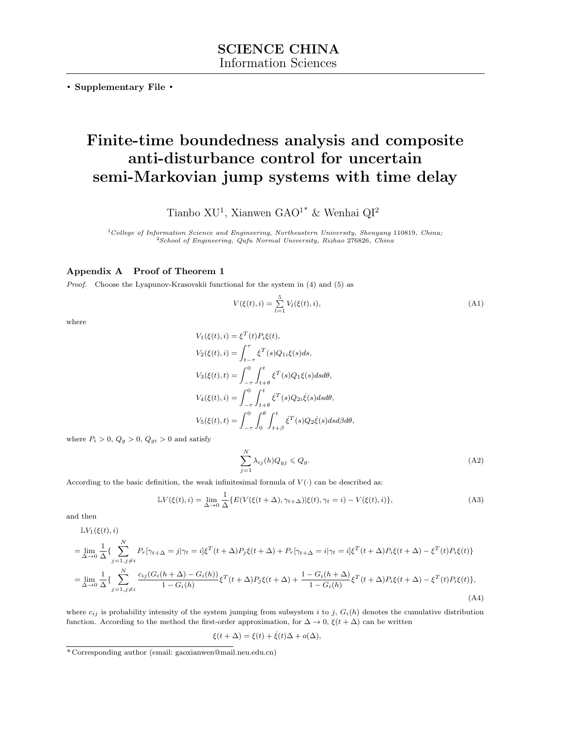**SCIENCE CHINA**
Information Sciences

**• Supplementary File •**

# Finite-time boundedness analysis and composite anti-disturbance control for uncertain semi-Markovian jump systems with time delay

Tianbo XU[1], Xianwen GAO[1*] & Wenhai QI[2]

[1]*College of Information Science and Engineering, Northeastern University, Shenyang* 110819*, China;*
[2]*School of Engineering, Qufu Normal University, Rizhao* 276826*, China*

## Appendix A Proof of Theorem 1

*Proof.* Choose the Lyapunov-Krasovskii functional for the system in (4) and (5) as

$$V(\xi(t),i)=\sum_{l=1}^{5}V_l(\xi(t),i), \tag{A1}$$

where

$$\begin{aligned}
V_1(\xi(t),i)&=\xi^T(t)P_i\xi(t),\\
V_2(\xi(t),i)&=\int_{t-\tau}^{\tau}\xi^T(s)Q_{1i}\xi(s)ds,\\
V_3(\xi(t),t)&=\int_{-\tau}^{0}\int_{t+\theta}^{t}\xi^T(s)Q_1\xi(s)dsd\theta,\\
V_4(\xi(t),i)&=\int_{-\tau}^{0}\int_{t+\theta}^{t}\dot{\xi}^T(s)Q_{2i}\dot{\xi}(s)dsd\theta,\\
V_5(\xi(t),t)&=\int_{-\tau}^{0}\int_{0}^{\theta}\int_{t+\beta}^{t}\dot{\xi}^T(s)Q_2\dot{\xi}(s)dsd\beta d\theta,
\end{aligned}$$

where $P_i>0$, $Q_g>0$, $Q_{gi}>0$ and satisfy

$$\sum_{j=1}^{N}\lambda_{ij}(h)Q_{gj}\leqslant Q_g. \tag{A2}$$

According to the basic definition, the weak infinitesimal formula of $V(\cdot)$ can be described as:

$$\mathbb{L}V(\xi(t),i)=\lim_{\Delta\to 0}\frac{1}{\Delta}\{E(V(\xi(t+\Delta),\gamma_{t+\Delta})|\xi(t),\gamma_t=i)-V(\xi(t),i)\}, \tag{A3}$$

and then

$$\begin{aligned}
&\mathbb{L}V_1(\xi(t),i)\\
&=\lim_{\Delta\to 0}\frac{1}{\Delta}\{\sum_{j=1,j\neq i}^{N}P_r[\gamma_{t+\Delta}=j|\gamma_t=i]\xi^T(t+\Delta)P_j\xi(t+\Delta)+P_r[\gamma_{t+\Delta}=i|\gamma_t=i]\xi^T(t+\Delta)P_i\xi(t+\Delta)-\xi^T(t)P_i\xi(t)\}\\
&=\lim_{\Delta\to 0}\frac{1}{\Delta}\{\sum_{j=1,j\neq i}^{N}\frac{c_{ij}(G_i(h+\Delta)-G_i(h))}{1-G_i(h)}\xi^T(t+\Delta)P_j\xi(t+\Delta)+\frac{1-G_i(h+\Delta)}{1-G_i(h)}\xi^T(t+\Delta)P_i\xi(t+\Delta)-\xi^T(t)P_i\xi(t)\},
\end{aligned} \tag{A4}$$

where $c_{ij}$ is probability intensity of the system jumping from subsystem $i$ to $j$, $G_i(h)$ denotes the cumulative distribution function. According to the method the first-order approximation, for $\Delta\to 0$, $\xi(t+\Delta)$ can be written

$$\xi(t+\Delta)=\xi(t)+\dot{\xi}(t)\Delta+o(\Delta),$$

*Corresponding author (email: gaoxianwen@mail.neu.edu.cn)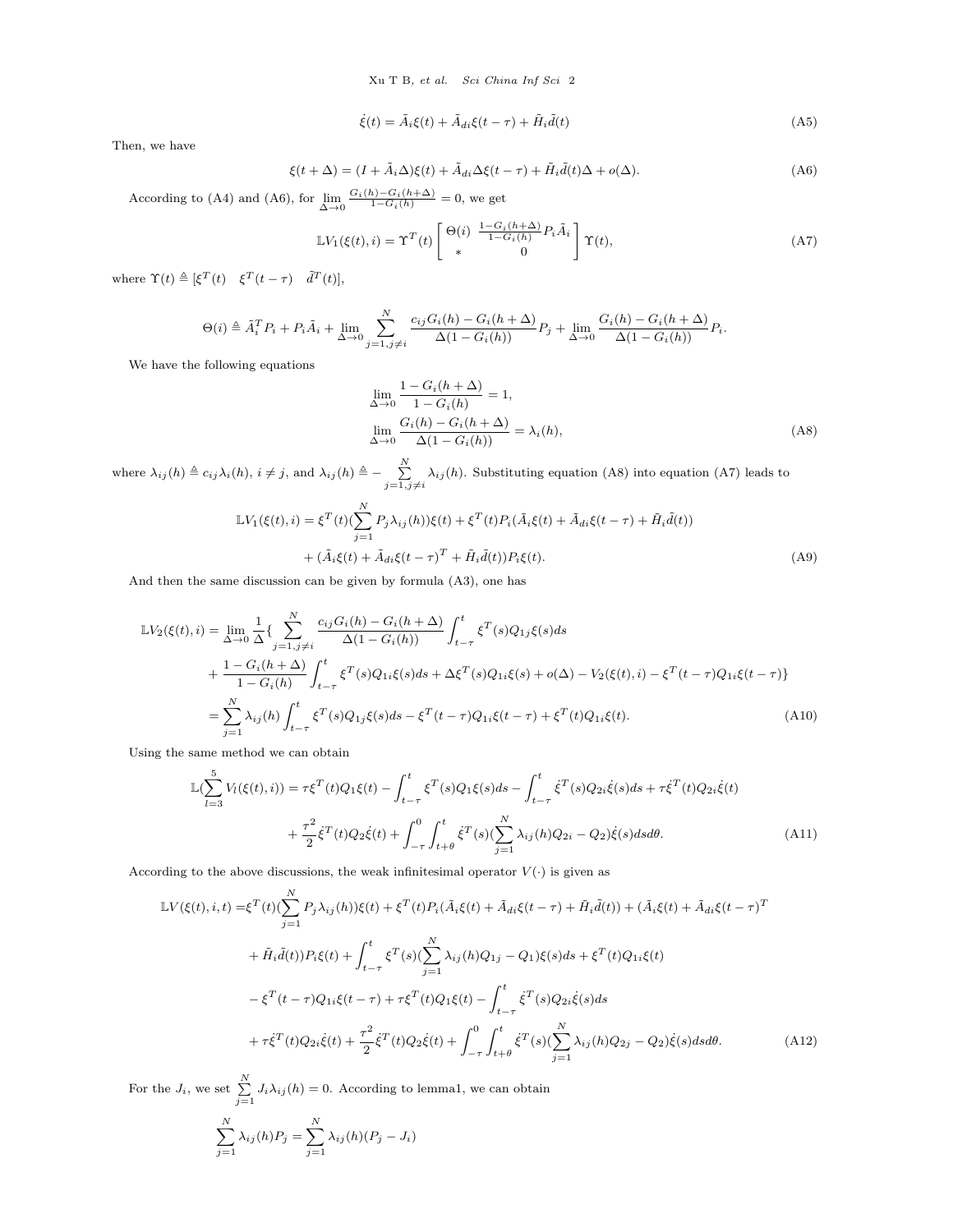$$\dot{\xi}(t) = \tilde{A}_i \xi(t) + \tilde{A}_{di} \xi(t-\tau) + \tilde{H}_i \tilde{d}(t) \tag{A5}$$

Then, we have

$$\xi(t+\Delta) = (I + \tilde{A}_i \Delta)\xi(t) + \tilde{A}_{di} \Delta \xi(t-\tau) + \tilde{H}_i \tilde{d}(t)\Delta + o(\Delta). \tag{A6}$$

According to (A4) and (A6), for $\lim\limits_{\Delta \to 0} \frac{G_i(h) - G_i(h+\Delta)}{1 - G_i(h)} = 0$, we get

$$\mathbb{L}V_1(\xi(t), i) = \Upsilon^T(t) \begin{bmatrix} \Theta(i) & \frac{1 - G_i(h+\Delta)}{1 - G_i(h)} P_i \tilde{A}_i \\ * & 0 \end{bmatrix} \Upsilon(t), \tag{A7}$$

where $\Upsilon(t) \triangleq [\xi^T(t) \quad \xi^T(t-\tau) \quad \tilde{d}^T(t)]$,

$$\Theta(i) \triangleq \tilde{A}_i^T P_i + P_i \tilde{A}_i + \lim_{\Delta \to 0} \sum_{j=1, j \neq i}^{N} \frac{c_{ij} G_i(h) - G_i(h+\Delta)}{\Delta(1 - G_i(h))} P_j + \lim_{\Delta \to 0} \frac{G_i(h) - G_i(h+\Delta)}{\Delta(1 - G_i(h))} P_i.$$

We have the following equations

$$\begin{aligned} &\lim_{\Delta \to 0} \frac{1 - G_i(h+\Delta)}{1 - G_i(h)} = 1, \\ &\lim_{\Delta \to 0} \frac{G_i(h) - G_i(h+\Delta)}{\Delta(1 - G_i(h))} = \lambda_i(h), \end{aligned} \tag{A8}$$

where $\lambda_{ij}(h) \triangleq c_{ij}\lambda_i(h)$, $i \neq j$, and $\lambda_{ij}(h) \triangleq -\sum\limits_{j=1, j\neq i}^{N} \lambda_{ij}(h)$. Substituting equation (A8) into equation (A7) leads to

$$\begin{aligned} \mathbb{L}V_1(\xi(t), i) = &\xi^T(t)(\sum_{j=1}^{N} P_j \lambda_{ij}(h))\xi(t) + \xi^T(t) P_i(\tilde{A}_i \xi(t) + \tilde{A}_{di}\xi(t-\tau) + \tilde{H}_i \tilde{d}(t)) \\ &+ (\tilde{A}_i \xi(t) + \tilde{A}_{di}\xi(t-\tau)^T + \tilde{H}_i \tilde{d}(t)) P_i \xi(t). \end{aligned} \tag{A9}$$

And then the same discussion can be given by formula (A3), one has

$$\begin{aligned} \mathbb{L}V_2(\xi(t), i) = &\lim_{\Delta \to 0} \frac{1}{\Delta} \{ \sum_{j=1, j\neq i}^{N} \frac{c_{ij} G_i(h) - G_i(h+\Delta)}{\Delta(1 - G_i(h))} \int_{t-\tau}^{t} \xi^T(s) Q_{1j} \xi(s) ds \\ &+ \frac{1 - G_i(h+\Delta)}{1 - G_i(h)} \int_{t-\tau}^{t} \xi^T(s) Q_{1i} \xi(s) ds + \Delta \xi^T(s) Q_{1i} \xi(s) + o(\Delta) - V_2(\xi(t), i) - \xi^T(t-\tau) Q_{1i} \xi(t-\tau) \} \\ = &\sum_{j=1}^{N} \lambda_{ij}(h) \int_{t-\tau}^{t} \xi^T(s) Q_{1j} \xi(s) ds - \xi^T(t-\tau) Q_{1i} \xi(t-\tau) + \xi^T(t) Q_{1i} \xi(t). \end{aligned} \tag{A10}$$

Using the same method we can obtain

$$\begin{aligned} \mathbb{L}(\sum_{l=3}^{5} V_l(\xi(t), i)) = &\tau \xi^T(t) Q_1 \xi(t) - \int_{t-\tau}^{t} \xi^T(s) Q_1 \xi(s) ds - \int_{t-\tau}^{t} \dot{\xi}^T(s) Q_{2i} \dot{\xi}(s) ds + \tau \dot{\xi}^T(t) Q_{2i} \dot{\xi}(t) \\ &+ \frac{\tau^2}{2} \dot{\xi}^T(t) Q_2 \dot{\xi}(t) + \int_{-\tau}^{0} \int_{t+\theta}^{t} \dot{\xi}^T(s) (\sum_{j=1}^{N} \lambda_{ij}(h) Q_{2i} - Q_2) \dot{\xi}(s) ds d\theta. \end{aligned} \tag{A11}$$

According to the above discussions, the weak infinitesimal operator $V(\cdot)$ is given as

$$\begin{aligned} \mathbb{L}V(\xi(t), i, t) = &\xi^T(t)(\sum_{j=1}^{N} P_j \lambda_{ij}(h))\xi(t) + \xi^T(t) P_i(\tilde{A}_i \xi(t) + \tilde{A}_{di}\xi(t-\tau) + \tilde{H}_i \tilde{d}(t)) + (\tilde{A}_i \xi(t) + \tilde{A}_{di}\xi(t-\tau)^T \\ &+ \tilde{H}_i \tilde{d}(t)) P_i \xi(t) + \int_{t-\tau}^{t} \xi^T(s)(\sum_{j=1}^{N} \lambda_{ij}(h) Q_{1j} - Q_1)\xi(s) ds + \xi^T(t) Q_{1i} \xi(t) \\ &- \xi^T(t-\tau) Q_{1i} \xi(t-\tau) + \tau \xi^T(t) Q_1 \xi(t) - \int_{t-\tau}^{t} \dot{\xi}^T(s) Q_{2i} \dot{\xi}(s) ds \\ &+ \tau \dot{\xi}^T(t) Q_{2i} \dot{\xi}(t) + \frac{\tau^2}{2} \dot{\xi}^T(t) Q_2 \dot{\xi}(t) + \int_{-\tau}^{0} \int_{t+\theta}^{t} \dot{\xi}^T(s)(\sum_{j=1}^{N} \lambda_{ij}(h) Q_{2j} - Q_2)\dot{\xi}(s) ds d\theta. \end{aligned} \tag{A12}$$

For the $J_i$, we set $\sum\limits_{j=1}^{N} J_i \lambda_{ij}(h) = 0$. According to lemma1, we can obtain

$$\sum_{j=1}^{N} \lambda_{ij}(h) P_j = \sum_{j=1}^{N} \lambda_{ij}(h)(P_j - J_i)$$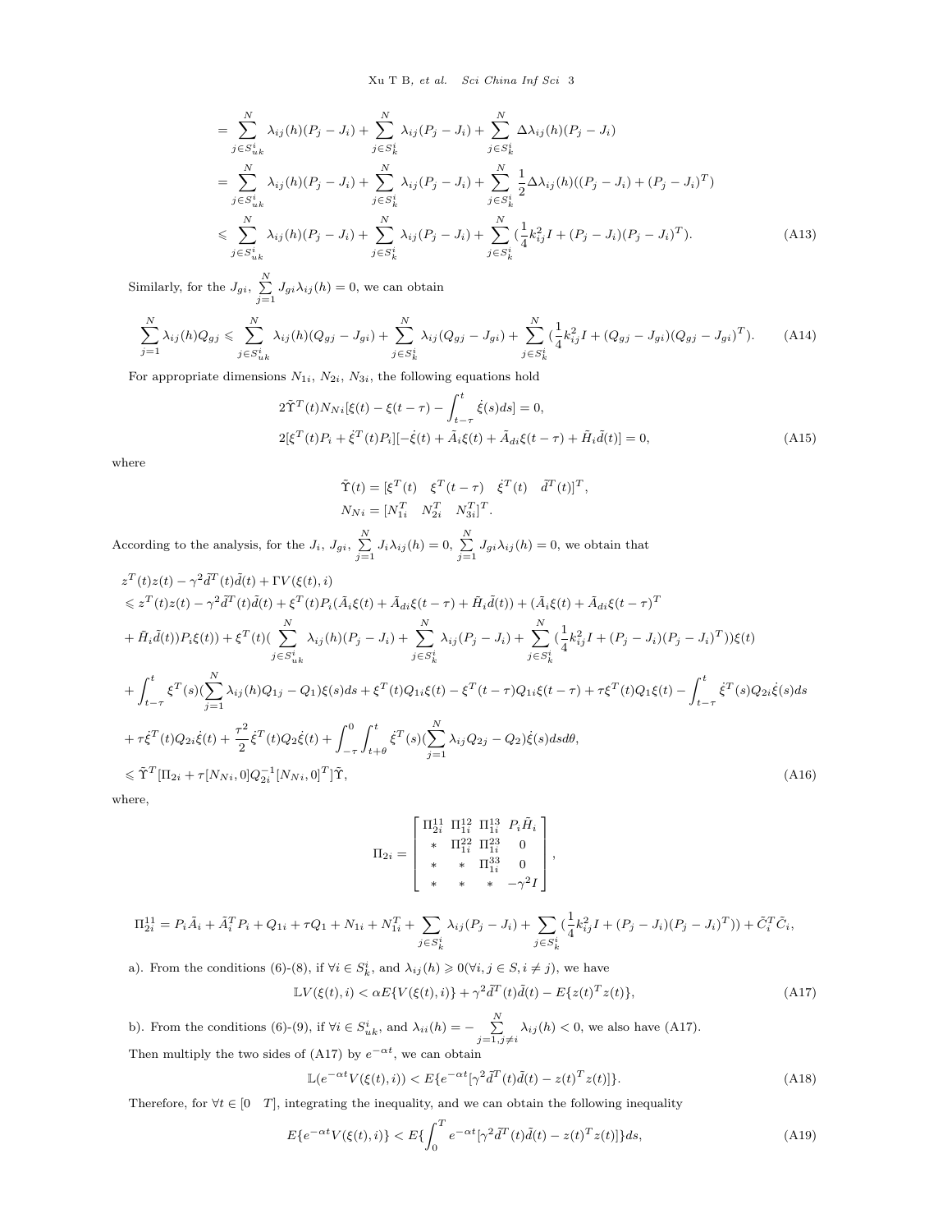$$
\begin{aligned}
&= \sum_{j\in S^i_{uk}}^{N} \lambda_{ij}(h)(P_j - J_i) + \sum_{j\in S^i_{k}}^{N} \lambda_{ij}(P_j - J_i) + \sum_{j\in S^i_{k}}^{N} \Delta\lambda_{ij}(h)(P_j - J_i)\\
&= \sum_{j\in S^i_{uk}}^{N} \lambda_{ij}(h)(P_j - J_i) + \sum_{j\in S^i_{k}}^{N} \lambda_{ij}(P_j - J_i) + \sum_{j\in S^i_{k}}^{N} \frac{1}{2}\Delta\lambda_{ij}(h)((P_j - J_i) + (P_j - J_i)^T)\\
&\leqslant \sum_{j\in S^i_{uk}}^{N} \lambda_{ij}(h)(P_j - J_i) + \sum_{j\in S^i_{k}}^{N} \lambda_{ij}(P_j - J_i) + \sum_{j\in S^i_{k}}^{N} (\frac{1}{4}k^2_{ij}I + (P_j - J_i)(P_j - J_i)^T). \qquad (A13)
\end{aligned}
$$

Similarly, for the $J_{gi}$, $\sum_{j=1}^{N} J_{gi}\lambda_{ij}(h) = 0$, we can obtain

$$
\sum_{j=1}^{N} \lambda_{ij}(h)Q_{gj} \leqslant \sum_{j\in S^i_{uk}}^{N} \lambda_{ij}(h)(Q_{gj} - J_{gi}) + \sum_{j\in S^i_{k}}^{N} \lambda_{ij}(Q_{gj} - J_{gi}) + \sum_{j\in S^i_{k}}^{N} (\frac{1}{4}k^2_{ij}I + (Q_{gj} - J_{gi})(Q_{gj} - J_{gi})^T). \qquad (A14)
$$

For appropriate dimensions $N_{1i}$, $N_{2i}$, $N_{3i}$, the following equations hold

$$
\begin{aligned}
&2\tilde{\Upsilon}^T(t)N_{Ni}[\xi(t) - \xi(t-\tau) - \int_{t-\tau}^{t} \dot{\xi}(s)ds] = 0,\\
&2[\xi^T(t)P_i + \dot{\xi}^T(t)P_i][-\dot{\xi}(t) + \tilde{A}_i\xi(t) + \tilde{A}_{di}\xi(t-\tau) + \tilde{H}_i\tilde{d}(t)] = 0, \qquad (A15)
\end{aligned}
$$

where

$$
\begin{aligned}
&\tilde{\Upsilon}(t) = [\xi^T(t) \quad \xi^T(t-\tau) \quad \dot{\xi}^T(t) \quad \tilde{d}^T(t)]^T,\\
&N_{Ni} = [N^T_{1i} \quad N^T_{2i} \quad N^T_{3i}]^T.
\end{aligned}
$$

According to the analysis, for the $J_i$, $J_{gi}$, $\sum_{j=1}^{N} J_i\lambda_{ij}(h) = 0$, $\sum_{j=1}^{N} J_{gi}\lambda_{ij}(h) = 0$, we obtain that

$$
\begin{aligned}
&z^T(t)z(t) - \gamma^2\tilde{d}^T(t)\tilde{d}(t) + \Gamma V(\xi(t), i)\\
&\leqslant z^T(t)z(t) - \gamma^2\tilde{d}^T(t)\tilde{d}(t) + \xi^T(t)P_i(\tilde{A}_i\xi(t) + \tilde{A}_{di}\xi(t-\tau) + \tilde{H}_i\tilde{d}(t)) + (\tilde{A}_i\xi(t) + \tilde{A}_{di}\xi(t-\tau)^T\\
&+ \tilde{H}_i\tilde{d}(t))P_i\xi(t)) + \xi^T(t)(\sum_{j\in S^i_{uk}}^{N} \lambda_{ij}(h)(P_j - J_i) + \sum_{j\in S^i_{k}}^{N} \lambda_{ij}(P_j - J_i) + \sum_{j\in S^i_{k}}^{N} (\frac{1}{4}k^2_{ij}I + (P_j - J_i)(P_j - J_i)^T))\xi(t)\\
&+ \int_{t-\tau}^{t} \xi^T(s)(\sum_{j=1}^{N} \lambda_{ij}(h)Q_{1j} - Q_1)\xi(s)ds + \xi^T(t)Q_{1i}\xi(t) - \xi^T(t-\tau)Q_{1i}\xi(t-\tau) + \tau\xi^T(t)Q_1\xi(t) - \int_{t-\tau}^{t} \dot{\xi}^T(s)Q_{2i}\dot{\xi}(s)ds\\
&+ \tau\dot{\xi}^T(t)Q_{2i}\dot{\xi}(t) + \frac{\tau^2}{2}\dot{\xi}^T(t)Q_2\dot{\xi}(t) + \int_{-\tau}^{0}\int_{t+\theta}^{t} \dot{\xi}^T(s)(\sum_{j=1}^{N} \lambda_{ij}Q_{2j} - Q_2)\dot{\xi}(s)dsd\theta,\\
&\leqslant \tilde{\Upsilon}^T[\Pi_{2i} + \tau[N_{Ni}, 0]Q^{-1}_{2i}[N_{Ni}, 0]^T]\tilde{\Upsilon}, \qquad (A16)
\end{aligned}
$$

where,

$$
\Pi_{2i} = \begin{bmatrix} \Pi^{11}_{2i} & \Pi^{12}_{1i} & \Pi^{13}_{1i} & P_i\tilde{H}_i \\ * & \Pi^{22}_{1i} & \Pi^{23}_{1i} & 0 \\ * & * & \Pi^{33}_{1i} & 0 \\ * & * & * & -\gamma^2 I \end{bmatrix},
$$

$$
\Pi^{11}_{2i} = P_i\tilde{A}_i + \tilde{A}^T_iP_i + Q_{1i} + \tau Q_1 + N_{1i} + N^T_{1i} + \sum_{j\in S^i_{k}} \lambda_{ij}(P_j - J_i) + \sum_{j\in S^i_{k}} (\frac{1}{4}k^2_{ij}I + (P_j - J_i)(P_j - J_i)^T)) + \tilde{C}^T_i\tilde{C}_i,
$$

a). From the conditions (6)-(8), if $\forall i \in S^i_k$, and $\lambda_{ij}(h) \geqslant 0 (\forall i, j \in S, i \neq j)$, we have

$$
\mathbb{L}V(\xi(t), i) < \alpha E\{V(\xi(t), i)\} + \gamma^2\tilde{d}^T(t)\tilde{d}(t) - E\{z(t)^Tz(t)\}, \qquad (A17)
$$

b). From the conditions (6)-(9), if $\forall i \in S^i_{uk}$, and $\lambda_{ii}(h) = -\sum_{j=1, j\neq i}^{N} \lambda_{ij}(h) < 0$, we also have (A17).

Then multiply the two sides of (A17) by $e^{-\alpha t}$, we can obtain

$$
\mathbb{L}(e^{-\alpha t}V(\xi(t), i)) < E\{e^{-\alpha t}[\gamma^2\tilde{d}^T(t)\tilde{d}(t) - z(t)^Tz(t)]\}. \qquad (A18)
$$

Therefore, for $\forall t \in [0 \quad T]$, integrating the inequality, and we can obtain the following inequality

$$
E\{e^{-\alpha t}V(\xi(t), i)\} < E\{\int_0^T e^{-\alpha t}[\gamma^2\tilde{d}^T(t)\tilde{d}(t) - z(t)^Tz(t)]\}ds, \qquad (A19)
$$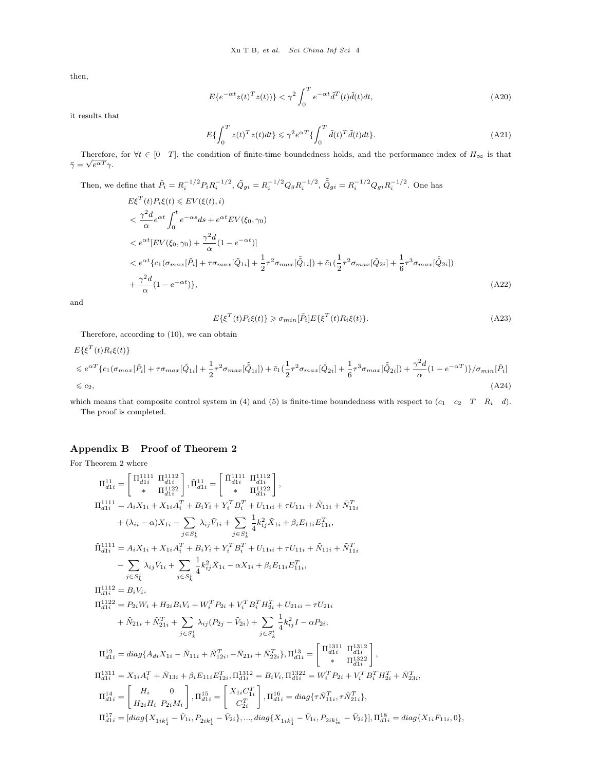then,

$$E\{e^{-\alpha t}z(t)^T z(t))\} < \gamma^2 \int_0^T e^{-\alpha t}\tilde{d}^T(t)\tilde{d}(t)dt, \tag{A20}$$

it results that

$$E\{\int_0^T z(t)^T z(t)dt\} \leqslant \gamma^2 e^{\alpha T}\{\int_0^T \tilde{d}(t)^T \tilde{d}(t)dt\}. \tag{A21}$$

Therefore, for $\forall t \in [0 \quad T]$, the condition of finite-time boundedness holds, and the performance index of $H_\infty$ is that $\bar{\gamma} = \sqrt{e^{\alpha T}}\gamma$.

Then, we define that $\tilde{P}_i = R_i^{-1/2}P_i R_i^{-1/2}$, $\tilde{Q}_{gi} = R_i^{-1/2}Q_g R_i^{-1/2}$, $\tilde{\bar{Q}}_{gi} = R_i^{-1/2}Q_{gi}R_i^{-1/2}$. One has

$$\begin{aligned}
&E\xi^T(t)P_i\xi(t) \leqslant EV(\xi(t), i)\\
&< \frac{\gamma^2 d}{\alpha}e^{\alpha t}\int_0^t e^{-\alpha s}ds + e^{\alpha t}EV(\xi_0, \gamma_0)\\
&< e^{\alpha t}[EV(\xi_0, \gamma_0) + \frac{\gamma^2 d}{\alpha}(1 - e^{-\alpha t})]\\
&< e^{\alpha t}\{c_1(\sigma_{max}[\tilde{P}_i] + \tau\sigma_{max}[\tilde{Q}_{1i}] + \frac{1}{2}\tau^2\sigma_{max}[\tilde{\bar{Q}}_{1i}]) + \tilde{c}_1(\frac{1}{2}\tau^2\sigma_{max}[\tilde{Q}_{2i}] + \frac{1}{6}\tau^3\sigma_{max}[\tilde{\bar{Q}}_{2i}])\\
&+ \frac{\gamma^2 d}{\alpha}(1 - e^{-\alpha t})\},
\end{aligned} \tag{A22}$$

and

$$E\{\xi^T(t)P_i\xi(t)\} \geqslant \sigma_{min}[\tilde{P}_i]E\{\xi^T(t)R_i\xi(t)\}. \tag{A23}$$

Therefore, according to (10), we can obtain

$$\begin{aligned}
&E\{\xi^T(t)R_i\xi(t)\}\\
&\leqslant e^{\alpha T}\{c_1(\sigma_{max}[\tilde{P}_i] + \tau\sigma_{max}[\tilde{Q}_{1i}] + \frac{1}{2}\tau^2\sigma_{max}[\tilde{\bar{Q}}_{1i}]) + \tilde{c}_1(\frac{1}{2}\tau^2\sigma_{max}[\tilde{Q}_{2i}] + \frac{1}{6}\tau^3\sigma_{max}[\tilde{\bar{Q}}_{2i}]) + \frac{\gamma^2 d}{\alpha}(1 - e^{-\alpha T})\}/\sigma_{min}[\tilde{P}_i]\\
&\leqslant c_2,
\end{aligned} \tag{A24}$$

which means that composite control system in (4) and (5) is finite-time boundedness with respect to $(c_1 \quad c_2 \quad T \quad R_i \quad d)$.

The proof is completed.

## Appendix B Proof of Theorem 2

For Theorem 2 where

$$\begin{aligned}
&\Pi_{d1i}^{11} = \begin{bmatrix} \Pi_{d1i}^{1111} & \Pi_{d1i}^{1112} \\ * & \Pi_{d1i}^{1122} \end{bmatrix}, \tilde{\Pi}_{d1i}^{11} = \begin{bmatrix} \tilde{\Pi}_{d1i}^{1111} & \Pi_{d1i}^{1112} \\ * & \Pi_{d1i}^{1122} \end{bmatrix},\\
&\Pi_{d1i}^{1111} = A_i X_{1i} + X_{1i}A_i^T + B_i Y_i + Y_i^T B_i^T + U_{11ii} + \tau U_{11i} + \tilde{N}_{11i} + \tilde{N}_{11i}^T\\
&\quad + (\lambda_{ii} - \alpha)X_{1i} - \sum_{j \in S_k^i}\lambda_{ij}\tilde{V}_{1i} + \sum_{j \in S_k^i}\frac{1}{4}k_{ij}^2\bar{X}_{1i} + \beta_i E_{11i}E_{11i}^T,\\
&\tilde{\Pi}_{d1i}^{1111} = A_i X_{1i} + X_{1i}A_i^T + B_i Y_i + Y_i^T B_i^T + U_{11ii} + \tau U_{11i} + \tilde{N}_{11i} + \tilde{N}_{11i}^T\\
&\quad - \sum_{j \in S_k^i}\lambda_{ij}\tilde{V}_{1i} + \sum_{j \in S_k^i}\frac{1}{4}k_{ij}^2\bar{X}_{1i} - \alpha X_{1i} + \beta_i E_{11i}E_{11i}^T,\\
&\Pi_{d1i}^{1112} = B_i V_i,\\
&\Pi_{d1i}^{1122} = P_{2i}W_i + H_{2i}B_i V_i + W_i^T P_{2i} + V_i^T B_i^T H_{2i}^T + U_{21ii} + \tau U_{21i}\\
&\quad + \tilde{N}_{21i} + \tilde{N}_{21i}^T + \sum_{j \in S_k^i}\lambda_{ij}(P_{2j} - \tilde{V}_{2i}) + \sum_{j \in S_k^i}\frac{1}{4}k_{ij}^2 I - \alpha P_{2i},\\
&\Pi_{d1i}^{12} = diag\{A_{di}X_{1i} - \tilde{N}_{11i} + \tilde{N}_{12i}^T, -\tilde{N}_{21i} + \tilde{N}_{22i}^T\}, \Pi_{d1i}^{13} = \begin{bmatrix} \Pi_{d1i}^{1311} & \Pi_{d1i}^{1312} \\ * & \Pi_{d1i}^{1322} \end{bmatrix},\\
&\Pi_{d1i}^{1311} = X_{1i}A_i^T + \tilde{N}_{13i} + \beta_i E_{11i}E_{12i}^T, \Pi_{d1i}^{1312} = B_i V_i, \Pi_{d1i}^{1322} = W_i^T P_{2i} + V_i^T B_i^T H_{2i}^T + \tilde{N}_{23i}^T,\\
&\Pi_{d1i}^{14} = \begin{bmatrix} H_i & 0 \\ H_{2i}H_i & P_{2i}M_i \end{bmatrix}, \Pi_{d1i}^{15} = \begin{bmatrix} X_{1i}C_{1i}^T \\ C_{2i}^T \end{bmatrix}, \Pi_{d1i}^{16} = diag\{\tau\tilde{N}_{11i}^T, \tau\tilde{N}_{21i}^T\},\\
&\Pi_{d1i}^{17} = [diag\{X_{1ik_1^i} - \tilde{V}_{1i}, P_{2ik_1^i} - \tilde{V}_{2i}\}, ..., diag\{X_{1ik_1^i} - \tilde{V}_{1i}, P_{2ik_m^i} - \tilde{V}_{2i}\}], \Pi_{d1i}^{18} = diag\{X_{1i}F_{11i}, 0\},
\end{aligned}$$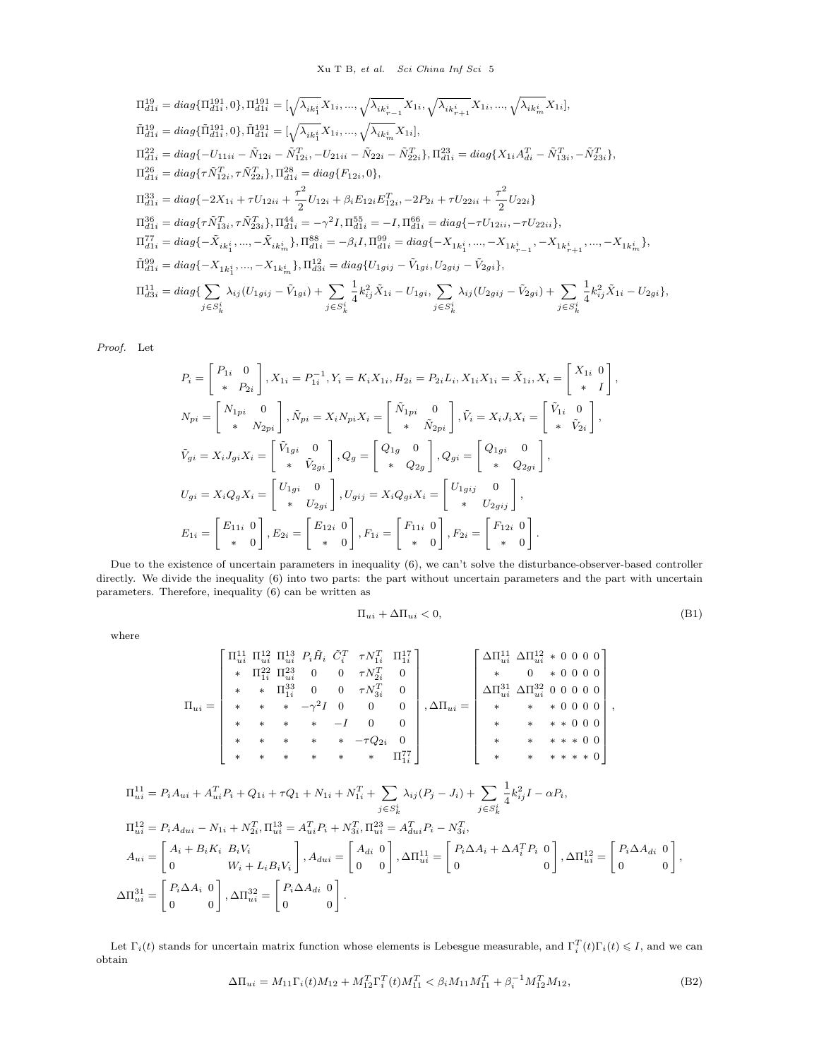$$\Pi^{19}_{d1i} = diag\{\Pi^{191}_{d1i}, 0\}, \Pi^{191}_{d1i} = [\sqrt{\lambda_{ik^i_1}} X_{1i}, ..., \sqrt{\lambda_{ik^i_{r-1}}} X_{1i}, \sqrt{\lambda_{ik^i_{r+1}}} X_{1i}, ..., \sqrt{\lambda_{ik^i_m}} X_{1i}],$$

$$\tilde{\Pi}^{19}_{d1i} = diag\{\tilde{\Pi}^{191}_{d1i}, 0\}, \tilde{\Pi}^{191}_{d1i} = [\sqrt{\lambda_{ik^i_1}} X_{1i}, ..., \sqrt{\lambda_{ik^i_m}} X_{1i}],$$

$$\Pi^{22}_{d1i} = diag\{-U_{11ii} - \tilde{N}_{12i} - \tilde{N}^T_{12i}, -U_{21ii} - \tilde{N}_{22i} - \tilde{N}^T_{22i}\}, \Pi^{23}_{d1i} = diag\{X_{1i} A^T_{di} - \tilde{N}^T_{13i}, -\tilde{N}^T_{23i}\},$$

$$\Pi^{26}_{d1i} = diag\{\tau \tilde{N}^T_{12i}, \tau \tilde{N}^T_{22i}\}, \Pi^{28}_{d1i} = diag\{F_{12i}, 0\},$$

$$\Pi^{33}_{d1i} = diag\{-2X_{1i} + \tau U_{12ii} + \frac{\tau^2}{2} U_{12i} + \beta_i E_{12i} E^T_{12i}, -2P_{2i} + \tau U_{22ii} + \frac{\tau^2}{2} U_{22i}\}$$

$$\Pi^{36}_{d1i} = diag\{\tau \tilde{N}^T_{13i}, \tau \tilde{N}^T_{23i}\}, \Pi^{44}_{d1i} = -\gamma^2 I, \Pi^{55}_{d1i} = -I, \Pi^{66}_{d1i} = diag\{-\tau U_{12ii}, -\tau U_{22ii}\},$$

$$\Pi^{77}_{d1i} = diag\{-\tilde{X}_{ik^i_1}, ..., -\tilde{X}_{ik^i_m}\}, \Pi^{88}_{d1i} = -\beta_i I, \Pi^{99}_{d1i} = diag\{-X_{1k^i_1}, ..., -X_{1k^i_{r-1}}, -X_{1k^i_{r+1}}, ..., -X_{1k^i_m}\},$$

$$\tilde{\Pi}^{99}_{d1i} = diag\{-X_{1k^i_1}, ..., -X_{1k^i_m}\}, \Pi^{12}_{d3i} = diag\{U_{1gij} - \tilde{V}_{1gi}, U_{2gij} - \tilde{V}_{2gi}\},$$

$$\Pi^{11}_{d3i} = diag\{\sum_{j \in S^i_k} \lambda_{ij}(U_{1gij} - \tilde{V}_{1gi}) + \sum_{j \in S^i_k} \frac{1}{4} k^2_{ij} \tilde{X}_{1i} - U_{1gi}, \sum_{j \in S^i_k} \lambda_{ij}(U_{2gij} - \tilde{V}_{2gi}) + \sum_{j \in S^i_k} \frac{1}{4} k^2_{ij} \tilde{X}_{1i} - U_{2gi}\},$$

*Proof.* Let

$$P_i = \begin{bmatrix} P_{1i} & 0 \\ * & P_{2i} \end{bmatrix}, X_{1i} = P^{-1}_{1i}, Y_i = K_i X_{1i}, H_{2i} = P_{2i} L_i, X_{1i} X_{1i} = \tilde{X}_{1i}, X_i = \begin{bmatrix} X_{1i} & 0 \\ * & I \end{bmatrix},$$

$$N_{pi} = \begin{bmatrix} N_{1pi} & 0 \\ * & N_{2pi} \end{bmatrix}, \tilde{N}_{pi} = X_i N_{pi} X_i = \begin{bmatrix} \tilde{N}_{1pi} & 0 \\ * & \tilde{N}_{2pi} \end{bmatrix}, \tilde{V}_i = X_i J_i X_i = \begin{bmatrix} \tilde{V}_{1i} & 0 \\ * & \tilde{V}_{2i} \end{bmatrix},$$

$$\tilde{V}_{gi} = X_i J_{gi} X_i = \begin{bmatrix} \tilde{V}_{1gi} & 0 \\ * & \tilde{V}_{2gi} \end{bmatrix}, Q_g = \begin{bmatrix} Q_{1g} & 0 \\ * & Q_{2g} \end{bmatrix}, Q_{gi} = \begin{bmatrix} Q_{1gi} & 0 \\ * & Q_{2gi} \end{bmatrix},$$

$$U_{gi} = X_i Q_g X_i = \begin{bmatrix} U_{1gi} & 0 \\ * & U_{2gi} \end{bmatrix}, U_{gij} = X_i Q_{gi} X_i = \begin{bmatrix} U_{1gij} & 0 \\ * & U_{2gij} \end{bmatrix},$$

$$E_{1i} = \begin{bmatrix} E_{11i} & 0 \\ * & 0 \end{bmatrix}, E_{2i} = \begin{bmatrix} E_{12i} & 0 \\ * & 0 \end{bmatrix}, F_{1i} = \begin{bmatrix} F_{11i} & 0 \\ * & 0 \end{bmatrix}, F_{2i} = \begin{bmatrix} F_{12i} & 0 \\ * & 0 \end{bmatrix}.$$

Due to the existence of uncertain parameters in inequality (6), we can't solve the disturbance-observer-based controller directly. We divide the inequality (6) into two parts: the part without uncertain parameters and the part with uncertain parameters. Therefore, inequality (6) can be written as

$$\Pi_{ui} + \Delta\Pi_{ui} < 0, \tag{B1}$$

where

$$\Pi_{ui} = \begin{bmatrix} \Pi^{11}_{ui} & \Pi^{12}_{ui} & \Pi^{13}_{ui} & P_i \tilde{H}_i & \tilde{C}^T_i & \tau N^T_{1i} & \Pi^{17}_{1i} \\ * & \Pi^{22}_{1i} & \Pi^{23}_{ui} & 0 & 0 & \tau N^T_{2i} & 0 \\ * & * & \Pi^{33}_{1i} & 0 & 0 & \tau N^T_{3i} & 0 \\ * & * & * & -\gamma^2 I & 0 & 0 & 0 \\ * & * & * & * & -I & 0 & 0 \\ * & * & * & * & * & -\tau Q_{2i} & 0 \\ * & * & * & * & * & * & \Pi^{77}_{1i} \end{bmatrix}, \Delta\Pi_{ui} = \begin{bmatrix} \Delta\Pi^{11}_{ui} & \Delta\Pi^{12}_{ui} & * & 0 & 0 & 0 & 0 \\ * & 0 & * & 0 & 0 & 0 & 0 \\ \Delta\Pi^{31}_{ui} & \Delta\Pi^{32}_{ui} & 0 & 0 & 0 & 0 & 0 \\ * & * & * & 0 & 0 & 0 & 0 \\ * & * & * & * & 0 & 0 & 0 \\ * & * & * & * & * & 0 & 0 \\ * & * & * & * & * & * & 0 \end{bmatrix},$$

$$\Pi^{11}_{ui} = P_i A_{ui} + A^T_{ui} P_i + Q_{1i} + \tau Q_1 + N_{1i} + N^T_{1i} + \sum_{j \in S^i_k} \lambda_{ij}(P_j - J_i) + \sum_{j \in S^i_k} \frac{1}{4} k^2_{ij} I - \alpha P_i,$$

$$\Pi^{12}_{ui} = P_i A_{dui} - N_{1i} + N^T_{2i}, \Pi^{13}_{ui} = A^T_{ui} P_i + N^T_{3i}, \Pi^{23}_{ui} = A^T_{dui} P_i - N^T_{3i},$$

$$A_{ui} = \begin{bmatrix} A_i + B_i K_i & B_i V_i \\ 0 & W_i + L_i B_i V_i \end{bmatrix}, A_{dui} = \begin{bmatrix} A_{di} & 0 \\ 0 & 0 \end{bmatrix}, \Delta\Pi^{11}_{ui} = \begin{bmatrix} P_i \Delta A_i + \Delta A^T_i P_i & 0 \\ 0 & 0 \end{bmatrix}, \Delta\Pi^{12}_{ui} = \begin{bmatrix} P_i \Delta A_{di} & 0 \\ 0 & 0 \end{bmatrix},$$

$$\Delta\Pi^{31}_{ui} = \begin{bmatrix} P_i \Delta A_i & 0 \\ 0 & 0 \end{bmatrix}, \Delta\Pi^{32}_{ui} = \begin{bmatrix} P_i \Delta A_{di} & 0 \\ 0 & 0 \end{bmatrix}.$$

Let $\Gamma_i(t)$ stands for uncertain matrix function whose elements is Lebesgue measurable, and $\Gamma^T_i(t)\Gamma_i(t) \leqslant I$, and we can obtain

$$\Delta\Pi_{ui} = M_{11} \Gamma_i(t) M_{12} + M^T_{12} \Gamma^T_i(t) M^T_{11} < \beta_i M_{11} M^T_{11} + \beta^{-1}_i M^T_{12} M_{12}, \tag{B2}$$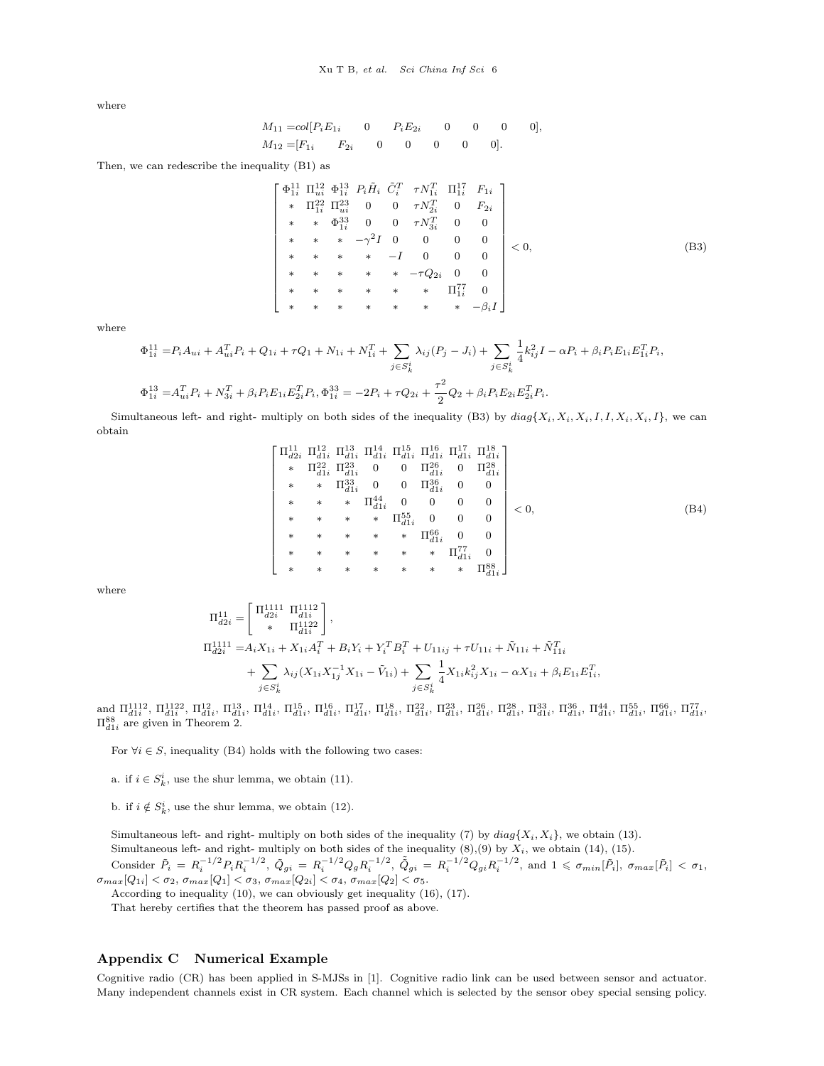where

$$
\begin{aligned}
M_{11} =& col[P_iE_{1i} \quad 0 \quad P_iE_{2i} \quad 0 \quad 0 \quad 0 \quad 0],\\
M_{12} =& [F_{1i} \quad F_{2i} \quad 0 \quad 0 \quad 0 \quad 0 \quad 0].
\end{aligned}
$$

Then, we can redescribe the inequality (B1) as

$$
\begin{bmatrix}
\Phi_{1i}^{11} & \Pi_{ui}^{12} & \Phi_{1i}^{13} & P_i\tilde{H}_i & \tilde{C}_i^T & \tau N_{1i}^T & \Pi_{1i}^{17} & F_{1i}\\
* & \Pi_{1i}^{22} & \Pi_{ui}^{23} & 0 & 0 & \tau N_{2i}^T & 0 & F_{2i}\\
* & * & \Phi_{1i}^{33} & 0 & 0 & \tau N_{3i}^T & 0 & 0\\
* & * & * & -\gamma^2 I & 0 & 0 & 0 & 0\\
* & * & * & * & -I & 0 & 0 & 0\\
* & * & * & * & * & -\tau Q_{2i} & 0 & 0\\
* & * & * & * & * & * & \Pi_{1i}^{77} & 0\\
* & * & * & * & * & * & * & -\beta_i I
\end{bmatrix} < 0, \tag{B3}
$$

where

$$
\Phi_{1i}^{11} = P_iA_{ui} + A_{ui}^TP_i + Q_{1i} + \tau Q_1 + N_{1i} + N_{1i}^T + \sum_{j\in S_k^i}\lambda_{ij}(P_j - J_i) + \sum_{j\in S_k^i}\frac{1}{4}k_{ij}^2 I - \alpha P_i + \beta_i P_i E_{1i}E_{1i}^T P_i,
$$

$$
\Phi_{1i}^{13} = A_{ui}^TP_i + N_{3i}^T + \beta_i P_i E_{1i}E_{2i}^TP_i, \Phi_{1i}^{33} = -2P_i + \tau Q_{2i} + \frac{\tau^2}{2}Q_2 + \beta_i P_i E_{2i}E_{2i}^TP_i.
$$

Simultaneous left- and right- multiply on both sides of the inequality (B3) by $diag\{X_i, X_i, X_i, I, I, X_i, X_i, I\}$, we can obtain

$$
\begin{bmatrix}
\Pi_{d2i}^{11} & \Pi_{d1i}^{12} & \Pi_{d1i}^{13} & \Pi_{d1i}^{14} & \Pi_{d1i}^{15} & \Pi_{d1i}^{16} & \Pi_{d1i}^{17} & \Pi_{d1i}^{18}\\
* & \Pi_{d1i}^{22} & \Pi_{d1i}^{23} & 0 & 0 & \Pi_{d1i}^{26} & 0 & \Pi_{d1i}^{28}\\
* & * & \Pi_{d1i}^{33} & 0 & 0 & \Pi_{d1i}^{36} & 0 & 0\\
* & * & * & \Pi_{d1i}^{44} & 0 & 0 & 0 & 0\\
* & * & * & * & \Pi_{d1i}^{55} & 0 & 0 & 0\\
* & * & * & * & * & \Pi_{d1i}^{66} & 0 & 0\\
* & * & * & * & * & * & \Pi_{d1i}^{77} & 0\\
* & * & * & * & * & * & * & \Pi_{d1i}^{88}
\end{bmatrix} < 0, \tag{B4}
$$

where

$$
\Pi_{d2i}^{11} = \begin{bmatrix} \Pi_{d2i}^{1111} & \Pi_{d1i}^{1112}\\ * & \Pi_{d1i}^{1122}\end{bmatrix},
$$

$$
\begin{aligned}
\Pi_{d2i}^{1111} =& A_iX_{1i} + X_{1i}A_i^T + B_iY_i + Y_i^TB_i^T + U_{11ij} + \tau U_{11i} + \tilde{N}_{11i} + \tilde{N}_{11i}^T\\
&+ \sum_{j\in S_k^i}\lambda_{ij}(X_{1i}X_{1j}^{-1}X_{1i} - \tilde{V}_{1i}) + \sum_{j\in S_k^i}\frac{1}{4}X_{1i}k_{ij}^2X_{1i} - \alpha X_{1i} + \beta_i E_{1i}E_{1i}^T,
\end{aligned}
$$

and $\Pi_{d1i}^{1112}$, $\Pi_{d1i}^{1122}$, $\Pi_{d1i}^{12}$, $\Pi_{d1i}^{13}$, $\Pi_{d1i}^{14}$, $\Pi_{d1i}^{15}$, $\Pi_{d1i}^{16}$, $\Pi_{d1i}^{17}$, $\Pi_{d1i}^{18}$, $\Pi_{d1i}^{22}$, $\Pi_{d1i}^{23}$, $\Pi_{d1i}^{26}$, $\Pi_{d1i}^{28}$, $\Pi_{d1i}^{33}$, $\Pi_{d1i}^{36}$, $\Pi_{d1i}^{44}$, $\Pi_{d1i}^{55}$, $\Pi_{d1i}^{66}$, $\Pi_{d1i}^{77}$, $\Pi_{d1i}^{88}$ are given in Theorem 2.

For $\forall i \in S$, inequality (B4) holds with the following two cases:

a. if $i \in S_k^i$, use the shur lemma, we obtain (11).

b. if $i \notin S_k^i$, use the shur lemma, we obtain (12).

Simultaneous left- and right- multiply on both sides of the inequality (7) by $diag\{X_i, X_i\}$, we obtain (13).

Simultaneous left- and right- multiply on both sides of the inequality (8),(9) by $X_i$, we obtain (14), (15).

Consider $\tilde{P}_i = R_i^{-1/2}P_iR_i^{-1/2}$, $\tilde{Q}_{gi} = R_i^{-1/2}Q_gR_i^{-1/2}$, $\tilde{\tilde{Q}}_{gi} = R_i^{-1/2}Q_{gi}R_i^{-1/2}$, and $1 \leqslant \sigma_{min}[\tilde{P}_i]$, $\sigma_{max}[\tilde{P}_i] < \sigma_1$, $\sigma_{max}[Q_{1i}] < \sigma_2$, $\sigma_{max}[Q_1] < \sigma_3$, $\sigma_{max}[Q_{2i}] < \sigma_4$, $\sigma_{max}[Q_2] < \sigma_5$.

According to inequality (10), we can obviously get inequality (16), (17).

That hereby certifies that the theorem has passed proof as above.

## Appendix C Numerical Example

Cognitive radio (CR) has been applied in S-MJSs in [1]. Cognitive radio link can be used between sensor and actuator. Many independent channels exist in CR system. Each channel which is selected by the sensor obey special sensing policy.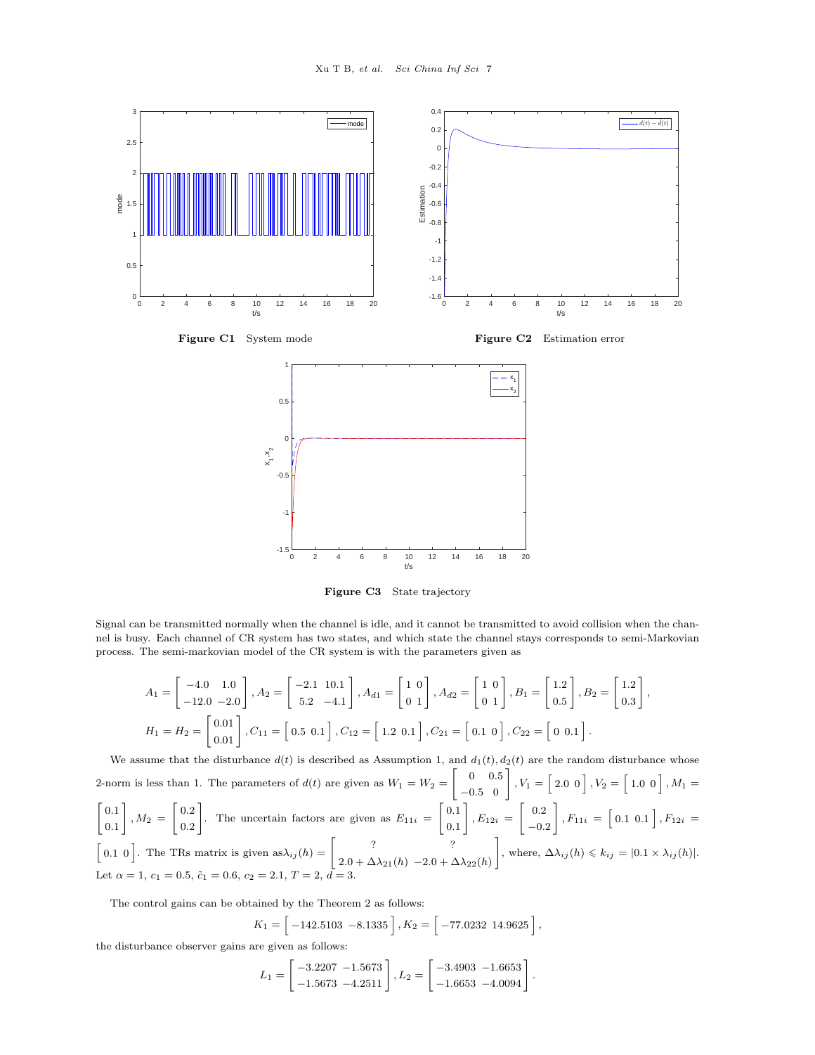Figure C1 System mode

Figure C2 Estimation error

Figure C3 State trajectory

Signal can be transmitted normally when the channel is idle, and it cannot be transmitted to avoid collision when the channel is busy. Each channel of CR system has two states, and which state the channel stays corresponds to semi-Markovian process. The semi-markovian model of the CR system is with the parameters given as

$$A_1 = \begin{bmatrix} -4.0 & 1.0 \\ -12.0 & -2.0 \end{bmatrix}, A_2 = \begin{bmatrix} -2.1 & 10.1 \\ 5.2 & -4.1 \end{bmatrix}, A_{d1} = \begin{bmatrix} 1 & 0 \\ 0 & 1 \end{bmatrix}, A_{d2} = \begin{bmatrix} 1 & 0 \\ 0 & 1 \end{bmatrix}, B_1 = \begin{bmatrix} 1.2 \\ 0.5 \end{bmatrix}, B_2 = \begin{bmatrix} 1.2 \\ 0.3 \end{bmatrix},$$

$$H_1 = H_2 = \begin{bmatrix} 0.01 \\ 0.01 \end{bmatrix}, C_{11} = \begin{bmatrix} 0.5 & 0.1 \end{bmatrix}, C_{12} = \begin{bmatrix} 1.2 & 0.1 \end{bmatrix}, C_{21} = \begin{bmatrix} 0.1 & 0 \end{bmatrix}, C_{22} = \begin{bmatrix} 0 & 0.1 \end{bmatrix}.$$

We assume that the disturbance $d(t)$ is described as Assumption 1, and $d_1(t), d_2(t)$ are the random disturbance whose 2-norm is less than 1. The parameters of $d(t)$ are given as $W_1 = W_2 = \begin{bmatrix} 0 & 0.5 \\ -0.5 & 0 \end{bmatrix}, V_1 = \begin{bmatrix} 2.0 & 0 \end{bmatrix}, V_2 = \begin{bmatrix} 1.0 & 0 \end{bmatrix}, M_1 = \begin{bmatrix} 0.1 \\ 0.1 \end{bmatrix}, M_2 = \begin{bmatrix} 0.2 \\ 0.2 \end{bmatrix}$. The uncertain factors are given as $E_{11i} = \begin{bmatrix} 0.1 \\ 0.1 \end{bmatrix}, E_{12i} = \begin{bmatrix} 0.2 \\ -0.2 \end{bmatrix}, F_{11i} = \begin{bmatrix} 0.1 & 0.1 \end{bmatrix}, F_{12i} = \begin{bmatrix} 0.1 & 0 \end{bmatrix}$. The TRs matrix is given as $\lambda_{ij}(h) = \begin{bmatrix} ? & ? \\ 2.0 + \Delta\lambda_{21}(h) & -2.0 + \Delta\lambda_{22}(h) \end{bmatrix}$, where, $\Delta\lambda_{ij}(h) \leqslant k_{ij} = |0.1 \times \lambda_{ij}(h)|$. Let $\alpha = 1$, $c_1 = 0.5$, $\tilde{c}_1 = 0.6$, $c_2 = 2.1$, $T = 2$, $d = 3$.

The control gains can be obtained by the Theorem 2 as follows:

$$K_1 = \begin{bmatrix} -142.5103 & -8.1335 \end{bmatrix}, K_2 = \begin{bmatrix} -77.0232 & 14.9625 \end{bmatrix},$$

the disturbance observer gains are given as follows:

$$L_1 = \begin{bmatrix} -3.2207 & -1.5673 \\ -1.5673 & -4.2511 \end{bmatrix}, L_2 = \begin{bmatrix} -3.4903 & -1.6653 \\ -1.6653 & -4.0094 \end{bmatrix}.$$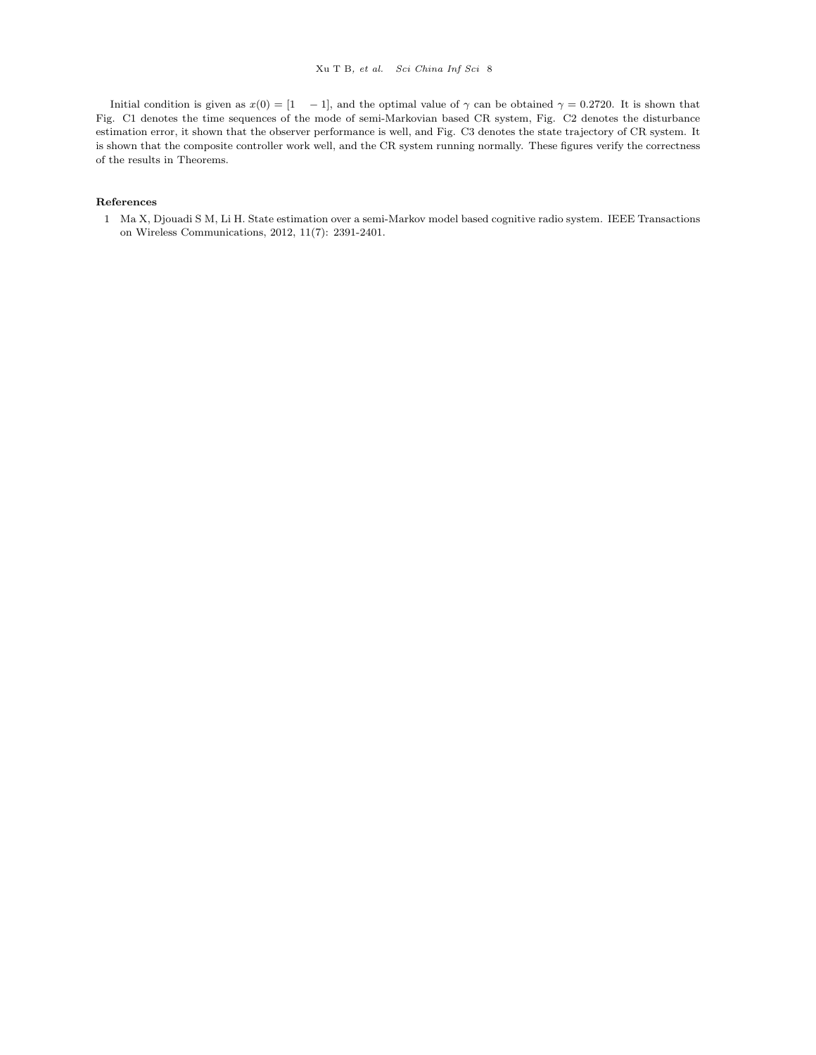Initial condition is given as $x(0) = [1 \quad -1]$, and the optimal value of $\gamma$ can be obtained $\gamma = 0.2720$. It is shown that Fig. C1 denotes the time sequences of the mode of semi-Markovian based CR system, Fig. C2 denotes the disturbance estimation error, it shown that the observer performance is well, and Fig. C3 denotes the state trajectory of CR system. It is shown that the composite controller work well, and the CR system running normally. These figures verify the correctness of the results in Theorems.

## References

1 Ma X, Djouadi S M, Li H. State estimation over a semi-Markov model based cognitive radio system. IEEE Transactions on Wireless Communications, 2012, 11(7): 2391-2401.